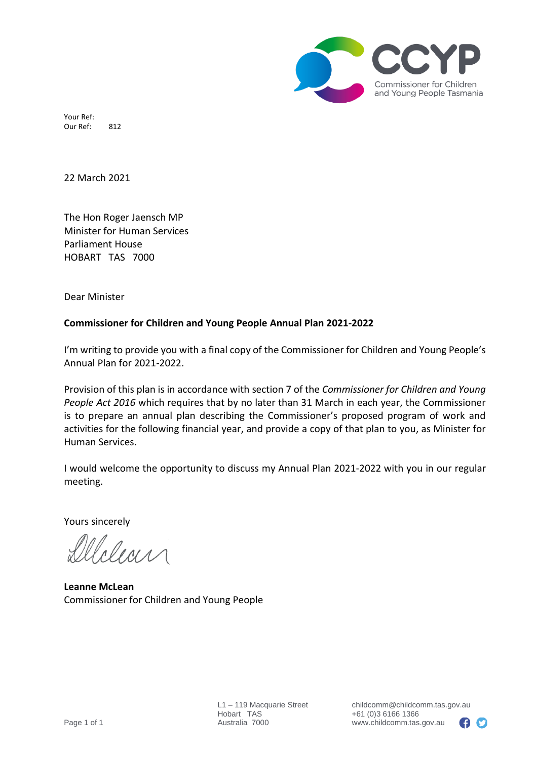CCYP
Commissioner for Children and Young People Tasmania

Your Ref:
Our Ref: 812

22 March 2021

The Hon Roger Jaensch MP
Minister for Human Services
Parliament House
HOBART TAS 7000

Dear Minister

**Commissioner for Children and Young People Annual Plan 2021-2022**

I'm writing to provide you with a final copy of the Commissioner for Children and Young People's Annual Plan for 2021-2022.

Provision of this plan is in accordance with section 7 of the *Commissioner for Children and Young People Act 2016* which requires that by no later than 31 March in each year, the Commissioner is to prepare an annual plan describing the Commissioner's proposed program of work and activities for the following financial year, and provide a copy of that plan to you, as Minister for Human Services.

I would welcome the opportunity to discuss my Annual Plan 2021-2022 with you in our regular meeting.

Yours sincerely

**Leanne McLean**
Commissioner for Children and Young People

L1 – 119 Macquarie Street
Hobart TAS
Australia 7000

childcomm@childcomm.tas.gov.au
+61 (0)3 6166 1366
www.childcomm.tas.gov.au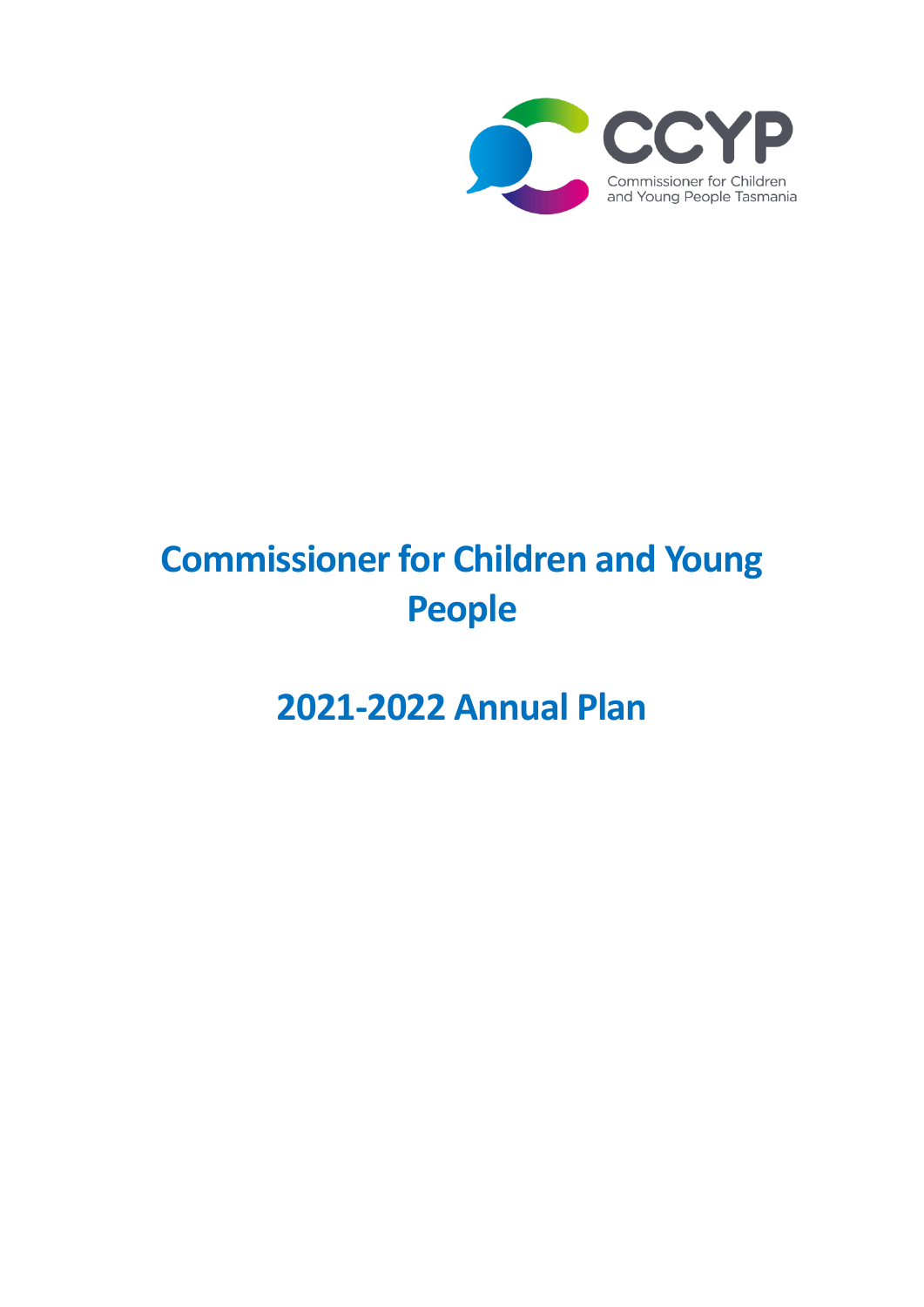CCYP

Commissioner for Children and Young People Tasmania

# Commissioner for Children and Young People

# 2021-2022 Annual Plan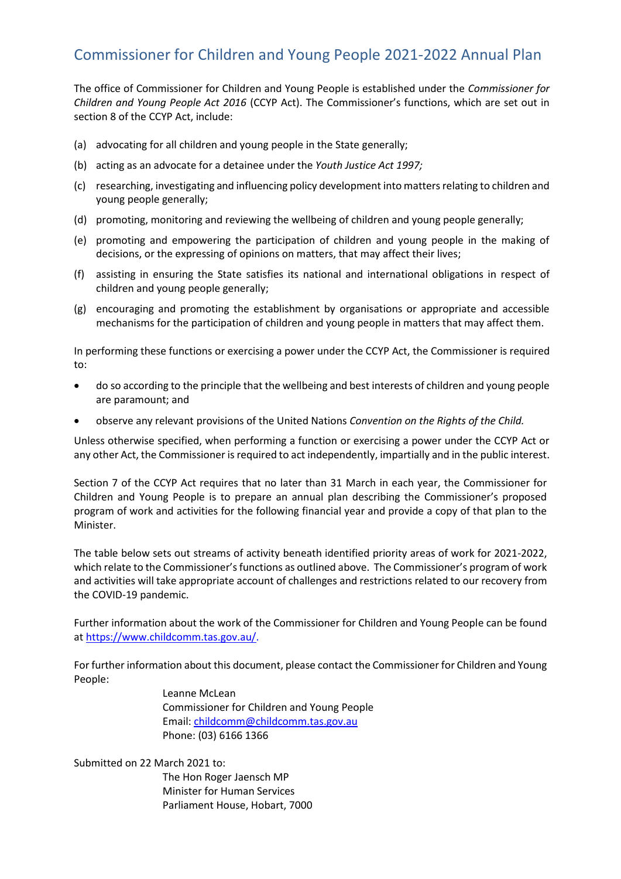# Commissioner for Children and Young People 2021-2022 Annual Plan

The office of Commissioner for Children and Young People is established under the *Commissioner for Children and Young People Act 2016* (CCYP Act). The Commissioner's functions, which are set out in section 8 of the CCYP Act, include:

(a) advocating for all children and young people in the State generally;

(b) acting as an advocate for a detainee under the *Youth Justice Act 1997;*

(c) researching, investigating and influencing policy development into matters relating to children and young people generally;

(d) promoting, monitoring and reviewing the wellbeing of children and young people generally;

(e) promoting and empowering the participation of children and young people in the making of decisions, or the expressing of opinions on matters, that may affect their lives;

(f) assisting in ensuring the State satisfies its national and international obligations in respect of children and young people generally;

(g) encouraging and promoting the establishment by organisations or appropriate and accessible mechanisms for the participation of children and young people in matters that may affect them.

In performing these functions or exercising a power under the CCYP Act, the Commissioner is required to:

- do so according to the principle that the wellbeing and best interests of children and young people are paramount; and
- observe any relevant provisions of the United Nations *Convention on the Rights of the Child.*

Unless otherwise specified, when performing a function or exercising a power under the CCYP Act or any other Act, the Commissioner is required to act independently, impartially and in the public interest.

Section 7 of the CCYP Act requires that no later than 31 March in each year, the Commissioner for Children and Young People is to prepare an annual plan describing the Commissioner's proposed program of work and activities for the following financial year and provide a copy of that plan to the Minister.

The table below sets out streams of activity beneath identified priority areas of work for 2021-2022, which relate to the Commissioner's functions as outlined above. The Commissioner's program of work and activities will take appropriate account of challenges and restrictions related to our recovery from the COVID-19 pandemic.

Further information about the work of the Commissioner for Children and Young People can be found at https://www.childcomm.tas.gov.au/.

For further information about this document, please contact the Commissioner for Children and Young People:

Leanne McLean
Commissioner for Children and Young People
Email: childcomm@childcomm.tas.gov.au
Phone: (03) 6166 1366

Submitted on 22 March 2021 to:

The Hon Roger Jaensch MP
Minister for Human Services
Parliament House, Hobart, 7000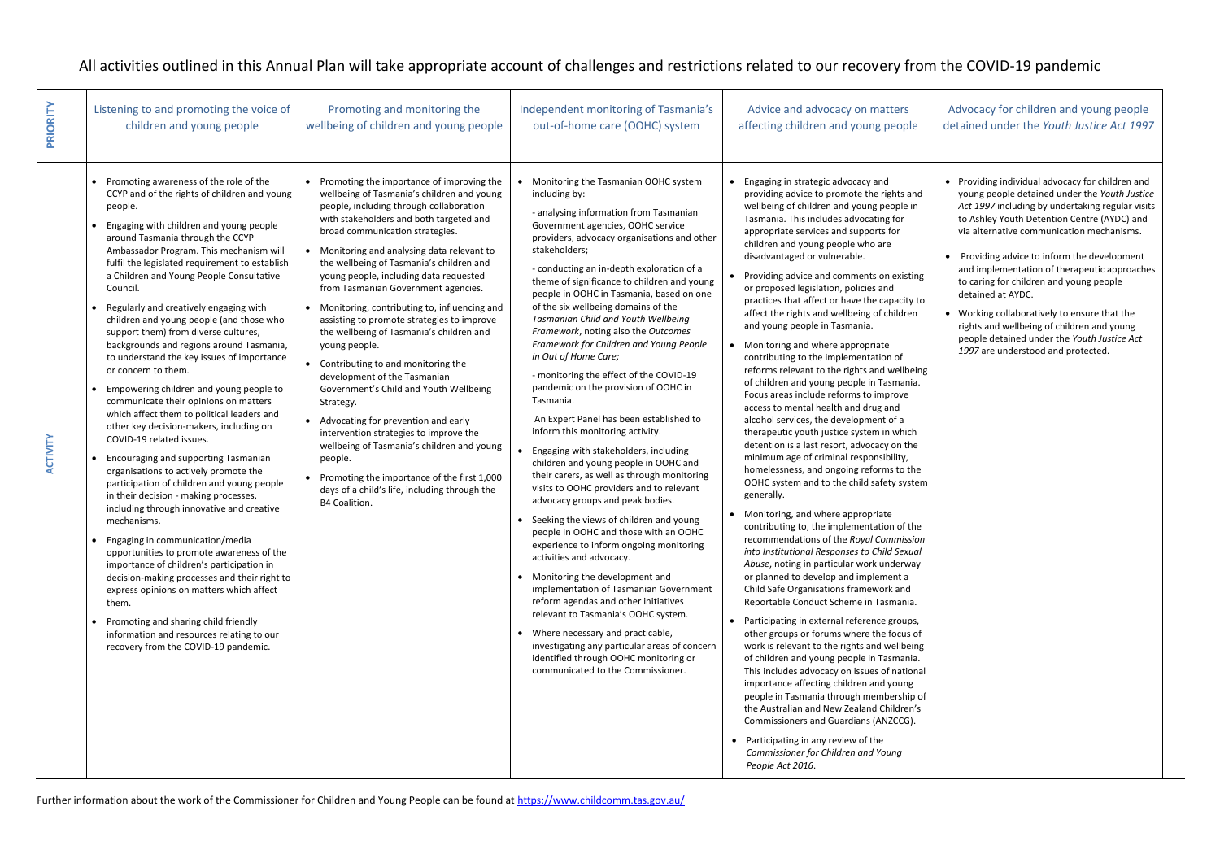All activities outlined in this Annual Plan will take appropriate account of challenges and restrictions related to our recovery from the COVID-19 pandemic

| PRIORITY | Listening to and promoting the voice of children and young people | Promoting and monitoring the wellbeing of children and young people | Independent monitoring of Tasmania's out-of-home care (OOHC) system | Advice and advocacy on matters affecting children and young people | Advocacy for children and young people detained under the *Youth Justice Act 1997* |
|---|---|---|---|---|---|
| ACTIVITY | • Promoting awareness of the role of the CCYP and of the rights of children and young people.<br>• Engaging with children and young people around Tasmania through the CCYP Ambassador Program. This mechanism will fulfil the legislated requirement to establish a Children and Young People Consultative Council.<br>• Regularly and creatively engaging with children and young people (and those who support them) from diverse cultures, backgrounds and regions around Tasmania, to understand the key issues of importance or concern to them.<br>• Empowering children and young people to communicate their opinions on matters which affect them to political leaders and other key decision-makers, including on COVID-19 related issues.<br>• Encouraging and supporting Tasmanian organisations to actively promote the participation of children and young people in their decision - making processes, including through innovative and creative mechanisms.<br>• Engaging in communication/media opportunities to promote awareness of the importance of children's participation in decision-making processes and their right to express opinions on matters which affect them.<br>• Promoting and sharing child friendly information and resources relating to our recovery from the COVID-19 pandemic. | • Promoting the importance of improving the wellbeing of Tasmania's children and young people, including through collaboration with stakeholders and both targeted and broad communication strategies.<br>• Monitoring and analysing data relevant to the wellbeing of Tasmania's children and young people, including data requested from Tasmanian Government agencies.<br>• Monitoring, contributing to, influencing and assisting to promote strategies to improve the wellbeing of Tasmania's children and young people.<br>• Contributing to and monitoring the development of the Tasmanian Government's Child and Youth Wellbeing Strategy.<br>• Advocating for prevention and early intervention strategies to improve the wellbeing of Tasmania's children and young people.<br>• Promoting the importance of the first 1,000 days of a child's life, including through the B4 Coalition. | • Monitoring the Tasmanian OOHC system including by:<br>- analysing information from Tasmanian Government agencies, OOHC service providers, advocacy organisations and other stakeholders;<br>- conducting an in-depth exploration of a theme of significance to children and young people in OOHC in Tasmania, based on one of the six wellbeing domains of the *Tasmanian Child and Youth Wellbeing Framework*, noting also the *Outcomes Framework for Children and Young People in Out of Home Care;*<br>- monitoring the effect of the COVID-19 pandemic on the provision of OOHC in Tasmania.<br>An Expert Panel has been established to inform this monitoring activity.<br>• Engaging with stakeholders, including children and young people in OOHC and their carers, as well as through monitoring visits to OOHC providers and to relevant advocacy groups and peak bodies.<br>• Seeking the views of children and young people in OOHC and those with an OOHC experience to inform ongoing monitoring activities and advocacy.<br>• Monitoring the development and implementation of Tasmanian Government reform agendas and other initiatives relevant to Tasmania's OOHC system.<br>• Where necessary and practicable, investigating any particular areas of concern identified through OOHC monitoring or communicated to the Commissioner. | • Engaging in strategic advocacy and providing advice to promote the rights and wellbeing of children and young people in Tasmania. This includes advocating for appropriate services and supports for children and young people who are disadvantaged or vulnerable.<br>• Providing advice and comments on existing or proposed legislation, policies and practices that affect or have the capacity to affect the rights and wellbeing of children and young people in Tasmania.<br>• Monitoring and where appropriate contributing to the implementation of reforms relevant to the rights and wellbeing of children and young people in Tasmania. Focus areas include reforms to improve access to mental health and drug and alcohol services, the development of a therapeutic youth justice system in which detention is a last resort, advocacy on the minimum age of criminal responsibility, homelessness, and ongoing reforms to the OOHC system and to the child safety system generally.<br>• Monitoring, and where appropriate contributing to, the implementation of the recommendations of the *Royal Commission into Institutional Responses to Child Sexual Abuse*, noting in particular work underway or planned to develop and implement a Child Safe Organisations framework and Reportable Conduct Scheme in Tasmania.<br>• Participating in external reference groups, other groups or forums where the focus of work is relevant to the rights and wellbeing of children and young people in Tasmania. This includes advocacy on issues of national importance affecting children and young people in Tasmania through membership of the Australian and New Zealand Children's Commissioners and Guardians (ANZCCG).<br>• Participating in any review of the *Commissioner for Children and Young People Act 2016*. | • Providing individual advocacy for children and young people detained under the *Youth Justice Act 1997* including by undertaking regular visits to Ashley Youth Detention Centre (AYDC) and via alternative communication mechanisms.<br>• Providing advice to inform the development and implementation of therapeutic approaches to caring for children and young people detained at AYDC.<br>• Working collaboratively to ensure that the rights and wellbeing of children and young people detained under the *Youth Justice Act 1997* are understood and protected. |

Further information about the work of the Commissioner for Children and Young People can be found at https://www.childcomm.tas.gov.au/